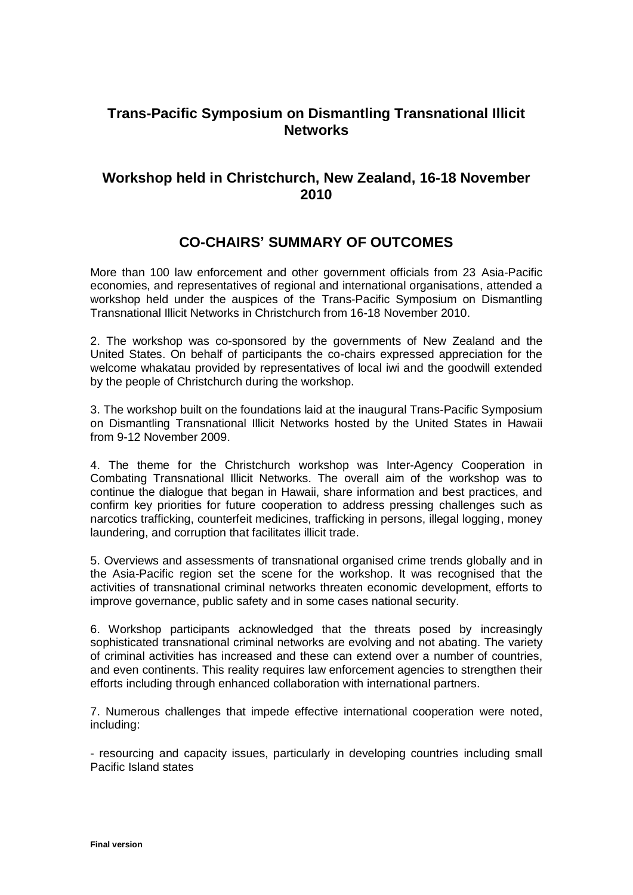# Trans-Pacific Symposium on Dismantling Transnational Illicit Networks

## Workshop held in Christchurch, New Zealand, 16-18 November 2010

## CO-CHAIRS' SUMMARY OF OUTCOMES

More than 100 law enforcement and other government officials from 23 Asia-Pacific economies, and representatives of regional and international organisations, attended a workshop held under the auspices of the Trans-Pacific Symposium on Dismantling Transnational Illicit Networks in Christchurch from 16-18 November 2010.

2. The workshop was co-sponsored by the governments of New Zealand and the United States. On behalf of participants the co-chairs expressed appreciation for the welcome whakatau provided by representatives of local iwi and the goodwill extended by the people of Christchurch during the workshop.

3. The workshop built on the foundations laid at the inaugural Trans-Pacific Symposium on Dismantling Transnational Illicit Networks hosted by the United States in Hawaii from 9-12 November 2009.

4. The theme for the Christchurch workshop was Inter-Agency Cooperation in Combating Transnational Illicit Networks. The overall aim of the workshop was to continue the dialogue that began in Hawaii, share information and best practices, and confirm key priorities for future cooperation to address pressing challenges such as narcotics trafficking, counterfeit medicines, trafficking in persons, illegal logging, money laundering, and corruption that facilitates illicit trade.

5. Overviews and assessments of transnational organised crime trends globally and in the Asia-Pacific region set the scene for the workshop. It was recognised that the activities of transnational criminal networks threaten economic development, efforts to improve governance, public safety and in some cases national security.

6. Workshop participants acknowledged that the threats posed by increasingly sophisticated transnational criminal networks are evolving and not abating. The variety of criminal activities has increased and these can extend over a number of countries, and even continents. This reality requires law enforcement agencies to strengthen their efforts including through enhanced collaboration with international partners.

7. Numerous challenges that impede effective international cooperation were noted, including:

- resourcing and capacity issues, particularly in developing countries including small Pacific Island states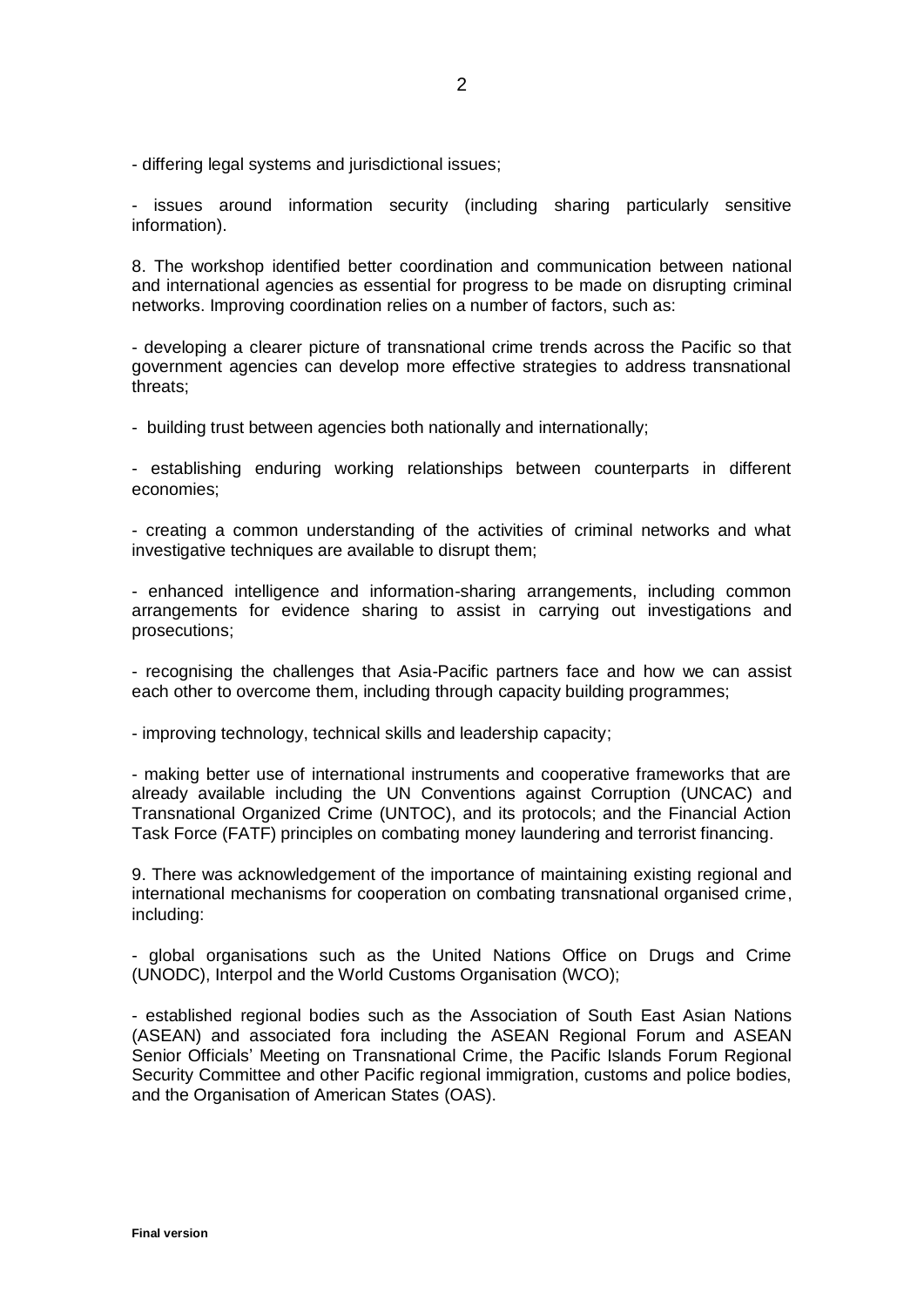- differing legal systems and jurisdictional issues;

- issues around information security (including sharing particularly sensitive information).

8. The workshop identified better coordination and communication between national and international agencies as essential for progress to be made on disrupting criminal networks. Improving coordination relies on a number of factors, such as:

- developing a clearer picture of transnational crime trends across the Pacific so that government agencies can develop more effective strategies to address transnational threats;

- building trust between agencies both nationally and internationally;

- establishing enduring working relationships between counterparts in different economies;

- creating a common understanding of the activities of criminal networks and what investigative techniques are available to disrupt them;

- enhanced intelligence and information-sharing arrangements, including common arrangements for evidence sharing to assist in carrying out investigations and prosecutions;

- recognising the challenges that Asia-Pacific partners face and how we can assist each other to overcome them, including through capacity building programmes;

- improving technology, technical skills and leadership capacity;

- making better use of international instruments and cooperative frameworks that are already available including the UN Conventions against Corruption (UNCAC) and Transnational Organized Crime (UNTOC), and its protocols; and the Financial Action Task Force (FATF) principles on combating money laundering and terrorist financing.

9. There was acknowledgement of the importance of maintaining existing regional and international mechanisms for cooperation on combating transnational organised crime, including:

- global organisations such as the United Nations Office on Drugs and Crime (UNODC), Interpol and the World Customs Organisation (WCO);

- established regional bodies such as the Association of South East Asian Nations (ASEAN) and associated fora including the ASEAN Regional Forum and ASEAN Senior Officials' Meeting on Transnational Crime, the Pacific Islands Forum Regional Security Committee and other Pacific regional immigration, customs and police bodies, and the Organisation of American States (OAS).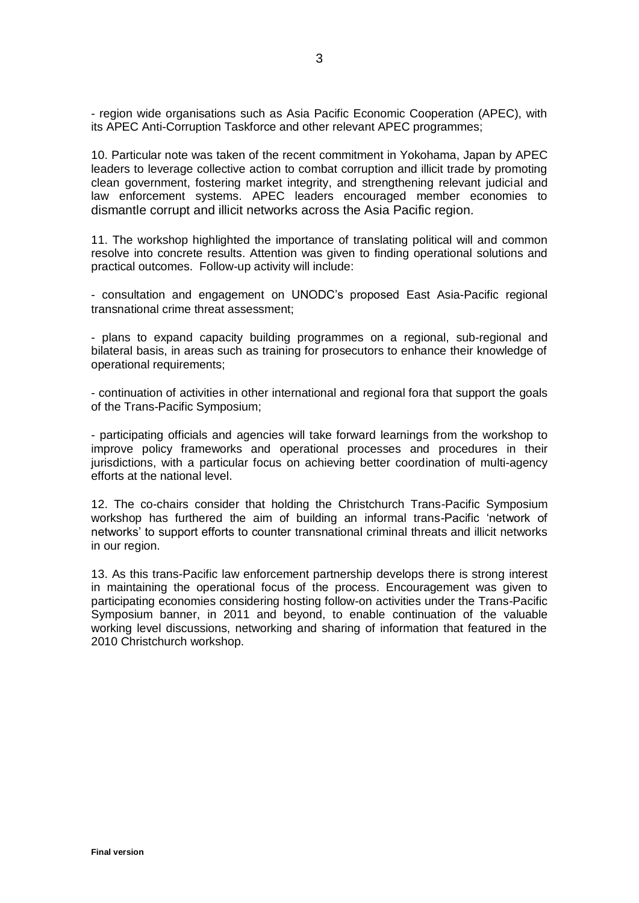- region wide organisations such as Asia Pacific Economic Cooperation (APEC), with its APEC Anti-Corruption Taskforce and other relevant APEC programmes;

10. Particular note was taken of the recent commitment in Yokohama, Japan by APEC leaders to leverage collective action to combat corruption and illicit trade by promoting clean government, fostering market integrity, and strengthening relevant judicial and law enforcement systems. APEC leaders encouraged member economies to dismantle corrupt and illicit networks across the Asia Pacific region.

11. The workshop highlighted the importance of translating political will and common resolve into concrete results. Attention was given to finding operational solutions and practical outcomes. Follow-up activity will include:

- consultation and engagement on UNODC's proposed East Asia-Pacific regional transnational crime threat assessment;

- plans to expand capacity building programmes on a regional, sub-regional and bilateral basis, in areas such as training for prosecutors to enhance their knowledge of operational requirements;

- continuation of activities in other international and regional fora that support the goals of the Trans-Pacific Symposium;

- participating officials and agencies will take forward learnings from the workshop to improve policy frameworks and operational processes and procedures in their jurisdictions, with a particular focus on achieving better coordination of multi-agency efforts at the national level.

12. The co-chairs consider that holding the Christchurch Trans-Pacific Symposium workshop has furthered the aim of building an informal trans-Pacific 'network of networks' to support efforts to counter transnational criminal threats and illicit networks in our region.

13. As this trans-Pacific law enforcement partnership develops there is strong interest in maintaining the operational focus of the process. Encouragement was given to participating economies considering hosting follow-on activities under the Trans-Pacific Symposium banner, in 2011 and beyond, to enable continuation of the valuable working level discussions, networking and sharing of information that featured in the 2010 Christchurch workshop.